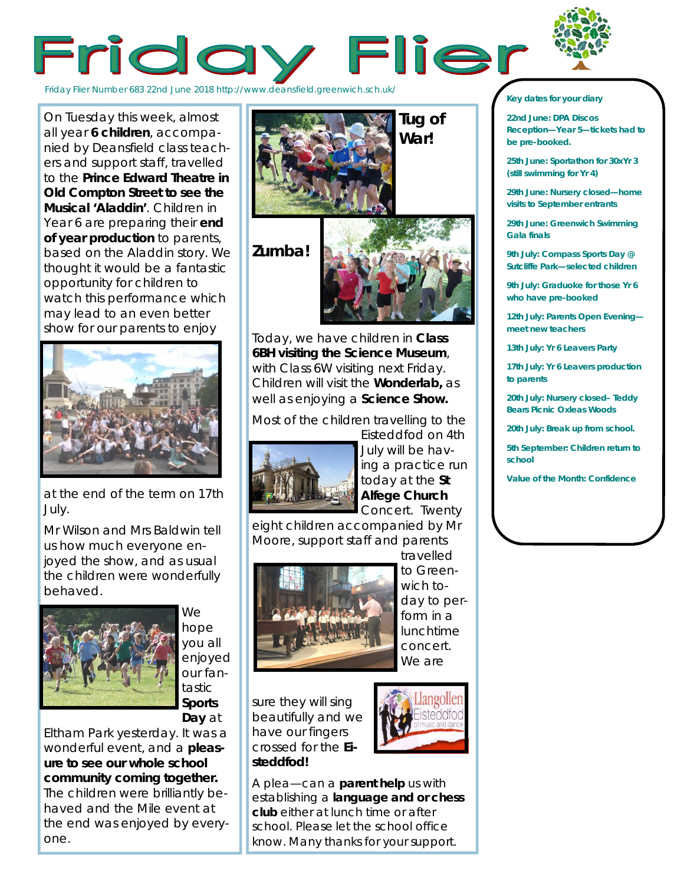# Friday Flier

Friday Flier Number 683 22nd June 2018 http://www.deansfield.greenwich.sch.uk/

On Tuesday this week, almost all year **6 children**, accompanied by Deansfield class teachers and support staff, travelled to the **Prince Edward Theatre in Old Compton Street to see the Musical 'Aladdin'**. Children in Year 6 are preparing their **end of year production** to parents, based on the Aladdin story. We thought it would be a fantastic opportunity for children to watch this performance which may lead to an even better show for our parents to enjoy at the end of the term on 17th July.

Mr Wilson and Mrs Baldwin tell us how much everyone enjoyed the show, and as usual the children were wonderfully behaved.

We hope you all enjoyed our fantastic **Sports Day** at Eltham Park yesterday. It was a wonderful event, and a **pleasure to see our whole school community coming together.** The children were brilliantly behaved and the Mile event at the end was enjoyed by everyone.

**Tug of War!**

**Zumba!**

Today, we have children in **Class 6BH visiting the Science Museum**, with Class 6W visiting next Friday. Children will visit the **Wonderlab,** as well as enjoying a **Science Show.**

Most of the children travelling to the Eisteddfod on 4th July will be having a practice run today at the **St Alfege Church** Concert. Twenty eight children accompanied by Mr Moore, support staff and parents travelled to Greenwich today to perform in a lunchtime concert. We are sure they will sing beautifully and we have our fingers crossed for the **Eisteddfod!**

A plea—can a **parent help** us with establishing a **language and or chess club** either at lunch time or after school. Please let the school office know. Many thanks for your support.

**Key dates for your diary**

**22nd June: DPA Discos Reception—Year 5—tickets had to be pre-booked.**

**25th June: Sportathon for 30xYr 3 (still swimming for Yr 4)**

**29th June: Nursery closed—home visits to September entrants**

**29th June: Greenwich Swimming Gala finals**

**9th July: Compass Sports Day @ Sutcliffe Park—selected children**

**9th July: Graduoke for those Yr 6 who have pre-booked**

**12th July: Parents Open Evening—meet new teachers**

**13th July: Yr 6 Leavers Party**

**17th July: Yr 6 Leavers production to parents**

**20th July: Nursery closed– Teddy Bears Picnic Oxleas Woods**

**20th July: Break up from school.**

**5th September: Children return to school**

**Value of the Month: Confidence**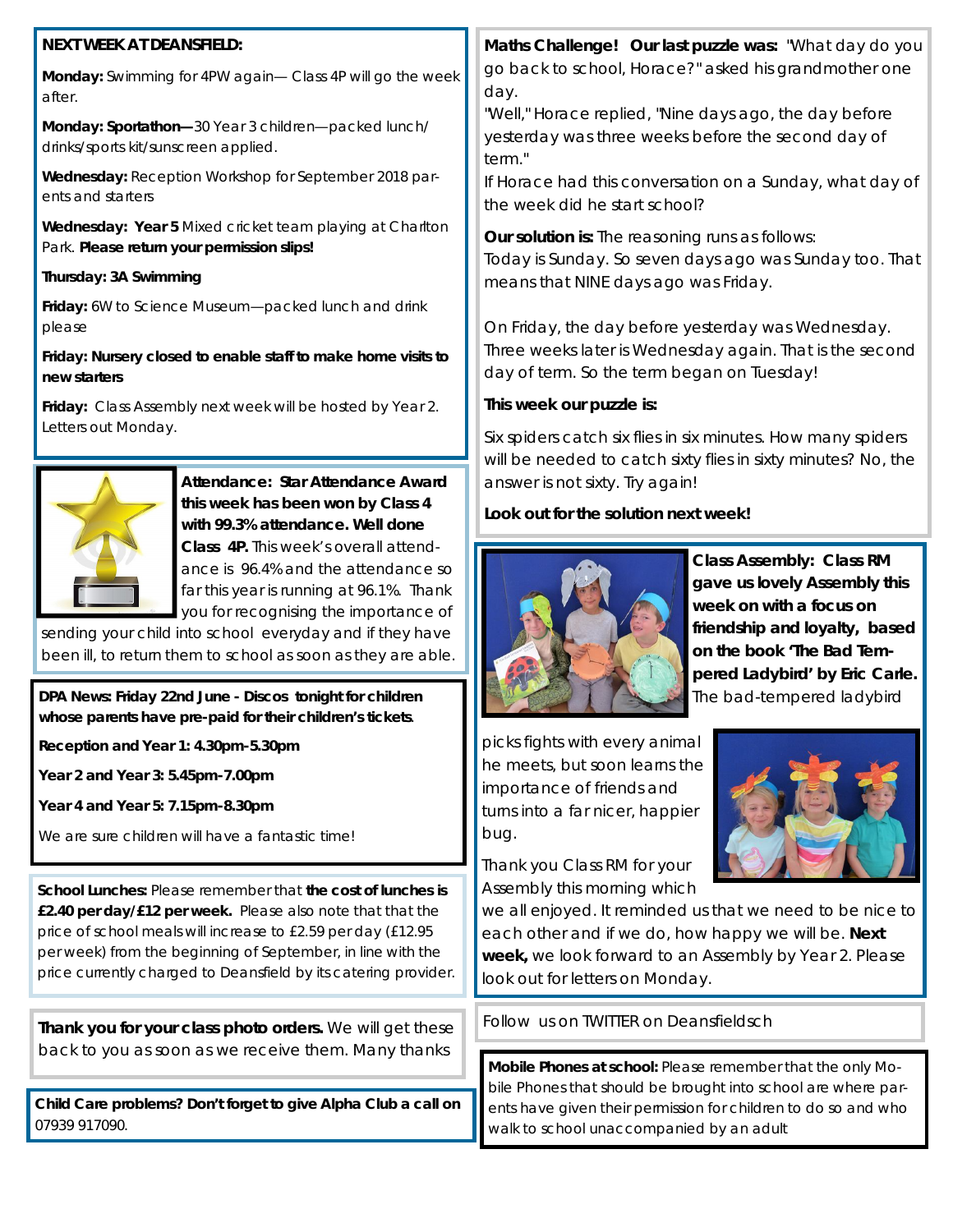**NEXT WEEK AT DEANSFIELD:**

**Monday:** Swimming for 4PW again— Class 4P will go the week after.

**Monday: Sportathon—**30 Year 3 children—packed lunch/ drinks/sports kit/sunscreen applied.

**Wednesday:** Reception Workshop for September 2018 parents and starters

**Wednesday: Year 5** Mixed cricket team playing at Charlton Park. **Please return your permission slips!**

**Thursday: 3A Swimming**

**Friday:** 6W to Science Museum—packed lunch and drink please

**Friday: Nursery closed to enable staff to make home visits to new starters**

**Friday:** Class Assembly next week will be hosted by Year 2. Letters out Monday.

**Attendance: Star Attendance Award this week has been won by Class 4 with 99.3% attendance. Well done Class 4P.** This week's overall attendance is 96.4% and the attendance so far this year is running at 96.1%. Thank you for recognising the importance of sending your child into school everyday and if they have been ill, to return them to school as soon as they are able.

**DPA News: Friday 22nd June - Discos tonight for children whose parents have pre-paid for their children's tickets**.

**Reception and Year 1: 4.30pm-5.30pm**

**Year 2 and Year 3: 5.45pm-7.00pm**

**Year 4 and Year 5: 7.15pm-8.30pm**

We are sure children will have a fantastic time!

**School Lunches:** Please remember that **the cost of lunches is £2.40 per day/£12 per week.** Please also note that that the price of school meals will increase to £2.59 per day (£12.95 per week) from the beginning of September, in line with the price currently charged to Deansfield by its catering provider.

**Thank you for your class photo orders.** We will get these back to you as soon as we receive them. Many thanks

**Child Care problems? Don't forget to give Alpha Club a call on** 07939 917090.

**Maths Challenge! Our last puzzle was:** "What day do you go back to school, Horace?" asked his grandmother one day.
"Well," Horace replied, "Nine days ago, the day before yesterday was three weeks before the second day of term."
If Horace had this conversation on a Sunday, what day of the week did he start school?

**Our solution is:** The reasoning runs as follows:
Today is Sunday. So seven days ago was Sunday too. That means that NINE days ago was Friday.

On Friday, the day before yesterday was Wednesday. Three weeks later is Wednesday again. That is the second day of term. So the term began on Tuesday!

**This week our puzzle is:**

Six spiders catch six flies in six minutes. How many spiders will be needed to catch sixty flies in sixty minutes? No, the answer is not sixty. Try again!

**Look out for the solution next week!**

**Class Assembly: Class RM gave us lovely Assembly this week on with a focus on friendship and loyalty, based on the book 'The Bad Tempered Ladybird' by Eric Carle.** The bad-tempered ladybird picks fights with every animal he meets, but soon learns the importance of friends and turns into a far nicer, happier bug.

Thank you Class RM for your Assembly this morning which we all enjoyed. It reminded us that we need to be nice to each other and if we do, how happy we will be. **Next week,** we look forward to an Assembly by Year 2. Please look out for letters on Monday.

Follow us on TWITTER on Deansfieldsch

**Mobile Phones at school:** Please remember that the only Mobile Phones that should be brought into school are where parents have given their permission for children to do so and who walk to school unaccompanied by an adult